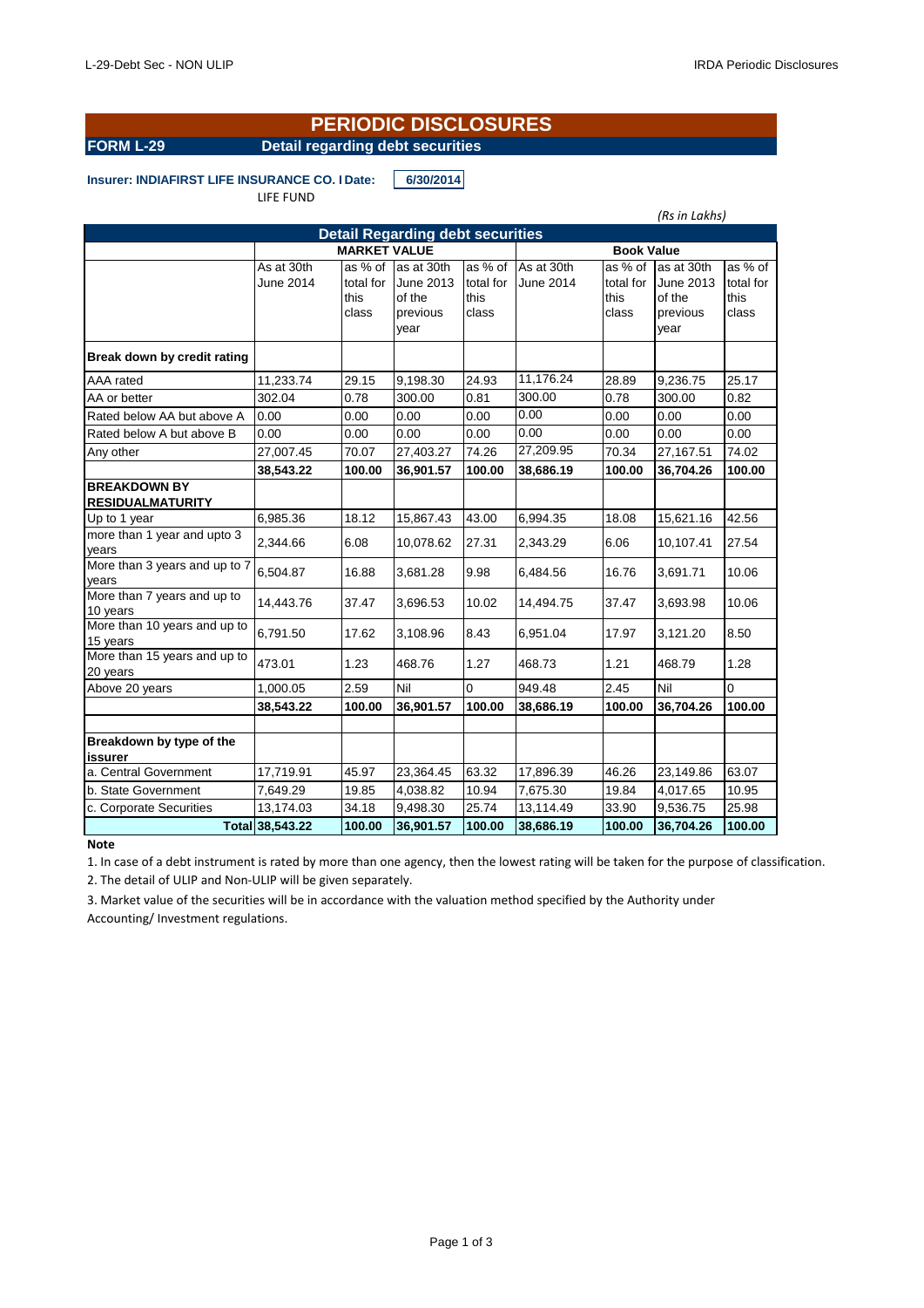# PERIODIC DISCLOSURES

## FORM L-29 Detail regarding debt securities

**Insurer: INDIAFIRST LIFE INSURANCE CO. I Date: 6/30/2014**

LIFE FUND

*(Rs in Lakhs)*

| Detail Regarding debt securities | | | | | | | | |
|---|---|---|---|---|---|---|---|---|
| | MARKET VALUE | | | | Book Value | | | |
| | As at 30th June 2014 | as % of total for this class | as at 30th June 2013 of the previous year | as % of total for this class | As at 30th June 2014 | as % of total for this class | as at 30th June 2013 of the previous year | as % of total for this class |
| **Break down by credit rating** | | | | | | | | |
| AAA rated | 11,233.74 | 29.15 | 9,198.30 | 24.93 | 11,176.24 | 28.89 | 9,236.75 | 25.17 |
| AA or better | 302.04 | 0.78 | 300.00 | 0.81 | 300.00 | 0.78 | 300.00 | 0.82 |
| Rated below AA but above A | 0.00 | 0.00 | 0.00 | 0.00 | 0.00 | 0.00 | 0.00 | 0.00 |
| Rated below A but above B | 0.00 | 0.00 | 0.00 | 0.00 | 0.00 | 0.00 | 0.00 | 0.00 |
| Any other | 27,007.45 | 70.07 | 27,403.27 | 74.26 | 27,209.95 | 70.34 | 27,167.51 | 74.02 |
| | **38,543.22** | **100.00** | **36,901.57** | **100.00** | **38,686.19** | **100.00** | **36,704.26** | **100.00** |
| **BREAKDOWN BY RESIDUALMATURITY** | | | | | | | | |
| Up to 1 year | 6,985.36 | 18.12 | 15,867.43 | 43.00 | 6,994.35 | 18.08 | 15,621.16 | 42.56 |
| more than 1 year and upto 3 years | 2,344.66 | 6.08 | 10,078.62 | 27.31 | 2,343.29 | 6.06 | 10,107.41 | 27.54 |
| More than 3 years and up to 7 years | 6,504.87 | 16.88 | 3,681.28 | 9.98 | 6,484.56 | 16.76 | 3,691.71 | 10.06 |
| More than 7 years and up to 10 years | 14,443.76 | 37.47 | 3,696.53 | 10.02 | 14,494.75 | 37.47 | 3,693.98 | 10.06 |
| More than 10 years and up to 15 years | 6,791.50 | 17.62 | 3,108.96 | 8.43 | 6,951.04 | 17.97 | 3,121.20 | 8.50 |
| More than 15 years and up to 20 years | 473.01 | 1.23 | 468.76 | 1.27 | 468.73 | 1.21 | 468.79 | 1.28 |
| Above 20 years | 1,000.05 | 2.59 | Nil | 0 | 949.48 | 2.45 | Nil | 0 |
| | **38,543.22** | **100.00** | **36,901.57** | **100.00** | **38,686.19** | **100.00** | **36,704.26** | **100.00** |
| | | | | | | | | |
| **Breakdown by type of the issurer** | | | | | | | | |
| a. Central Government | 17,719.91 | 45.97 | 23,364.45 | 63.32 | 17,896.39 | 46.26 | 23,149.86 | 63.07 |
| b. State Government | 7,649.29 | 19.85 | 4,038.82 | 10.94 | 7,675.30 | 19.84 | 4,017.65 | 10.95 |
| c. Corporate Securities | 13,174.03 | 34.18 | 9,498.30 | 25.74 | 13,114.49 | 33.90 | 9,536.75 | 25.98 |
| **Total** | **38,543.22** | **100.00** | **36,901.57** | **100.00** | **38,686.19** | **100.00** | **36,704.26** | **100.00** |

**Note**

1. In case of a debt instrument is rated by more than one agency, then the lowest rating will be taken for the purpose of classification.

2. The detail of ULIP and Non-ULIP will be given separately.

3. Market value of the securities will be in accordance with the valuation method specified by the Authority under Accounting/ Investment regulations.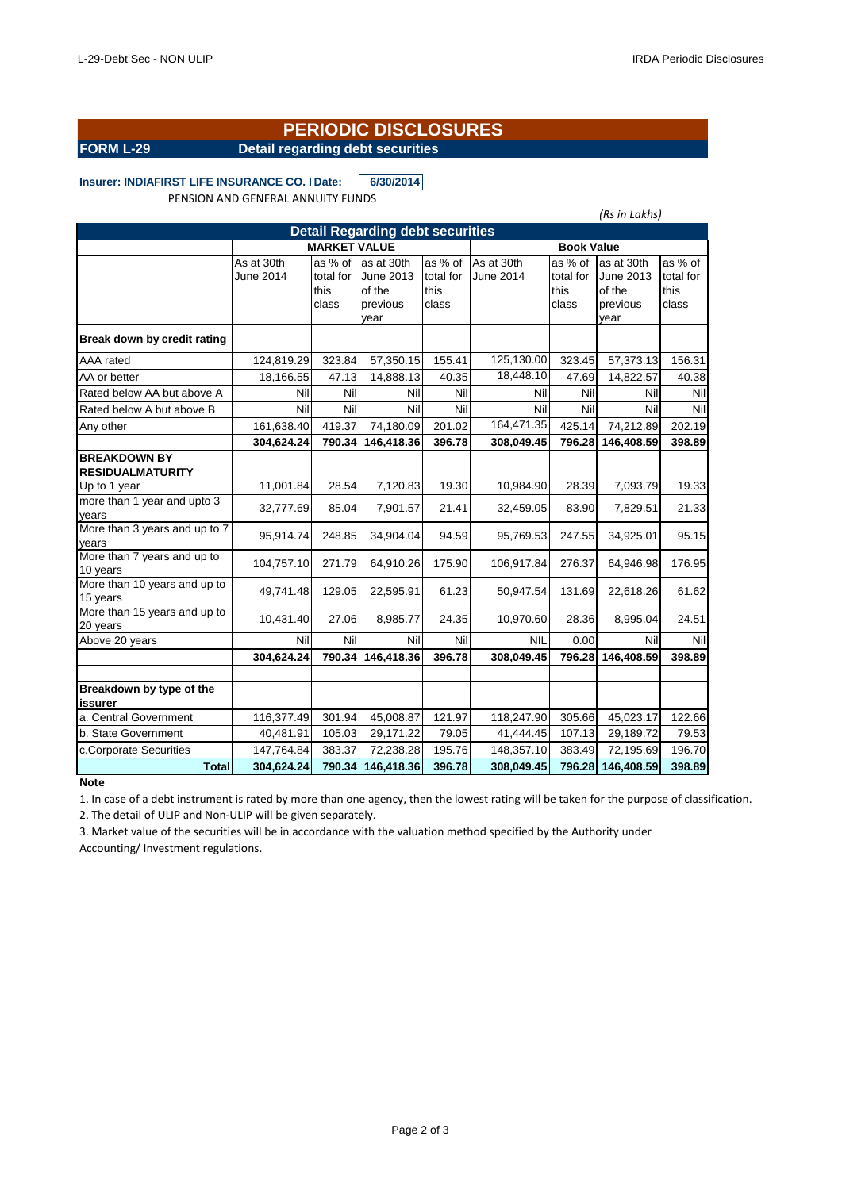# PERIODIC DISCLOSURES

## FORM L-29 — Detail regarding debt securities

**Insurer: INDIAFIRST LIFE INSURANCE CO. I Date:** 6/30/2014

PENSION AND GENERAL ANNUITY FUNDS

*(Rs in Lakhs)*

| Detail Regarding debt securities | MARKET VALUE | | | | Book Value | | | |
|---|---|---|---|---|---|---|---|---|
| | As at 30th June 2014 | as % of total for this class | as at 30th June 2013 of the previous year | as % of total for this class | As at 30th June 2014 | as % of total for this class | as at 30th June 2013 of the previous year | as % of total for this class |
| **Break down by credit rating** | | | | | | | | |
| AAA rated | 124,819.29 | 323.84 | 57,350.15 | 155.41 | 125,130.00 | 323.45 | 57,373.13 | 156.31 |
| AA or better | 18,166.55 | 47.13 | 14,888.13 | 40.35 | 18,448.10 | 47.69 | 14,822.57 | 40.38 |
| Rated below AA but above A | Nil | Nil | Nil | Nil | Nil | Nil | Nil | Nil |
| Rated below A but above B | Nil | Nil | Nil | Nil | Nil | Nil | Nil | Nil |
| Any other | 161,638.40 | 419.37 | 74,180.09 | 201.02 | 164,471.35 | 425.14 | 74,212.89 | 202.19 |
| | **304,624.24** | **790.34** | **146,418.36** | **396.78** | **308,049.45** | **796.28** | **146,408.59** | **398.89** |
| **BREAKDOWN BY RESIDUALMATURITY** | | | | | | | | |
| Up to 1 year | 11,001.84 | 28.54 | 7,120.83 | 19.30 | 10,984.90 | 28.39 | 7,093.79 | 19.33 |
| more than 1 year and upto 3 years | 32,777.69 | 85.04 | 7,901.57 | 21.41 | 32,459.05 | 83.90 | 7,829.51 | 21.33 |
| More than 3 years and up to 7 years | 95,914.74 | 248.85 | 34,904.04 | 94.59 | 95,769.53 | 247.55 | 34,925.01 | 95.15 |
| More than 7 years and up to 10 years | 104,757.10 | 271.79 | 64,910.26 | 175.90 | 106,917.84 | 276.37 | 64,946.98 | 176.95 |
| More than 10 years and up to 15 years | 49,741.48 | 129.05 | 22,595.91 | 61.23 | 50,947.54 | 131.69 | 22,618.26 | 61.62 |
| More than 15 years and up to 20 years | 10,431.40 | 27.06 | 8,985.77 | 24.35 | 10,970.60 | 28.36 | 8,995.04 | 24.51 |
| Above 20 years | Nil | Nil | Nil | Nil | NIL | 0.00 | Nil | Nil |
| | **304,624.24** | **790.34** | **146,418.36** | **396.78** | **308,049.45** | **796.28** | **146,408.59** | **398.89** |
| | | | | | | | | |
| **Breakdown by type of the issurer** | | | | | | | | |
| a. Central Government | 116,377.49 | 301.94 | 45,008.87 | 121.97 | 118,247.90 | 305.66 | 45,023.17 | 122.66 |
| b. State Government | 40,481.91 | 105.03 | 29,171.22 | 79.05 | 41,444.45 | 107.13 | 29,189.72 | 79.53 |
| c.Corporate Securities | 147,764.84 | 383.37 | 72,238.28 | 195.76 | 148,357.10 | 383.49 | 72,195.69 | 196.70 |
| **Total** | **304,624.24** | **790.34** | **146,418.36** | **396.78** | **308,049.45** | **796.28** | **146,408.59** | **398.89** |

**Note**

1. In case of a debt instrument is rated by more than one agency, then the lowest rating will be taken for the purpose of classification.
2. The detail of ULIP and Non-ULIP will be given separately.
3. Market value of the securities will be in accordance with the valuation method specified by the Authority under Accounting/ Investment regulations.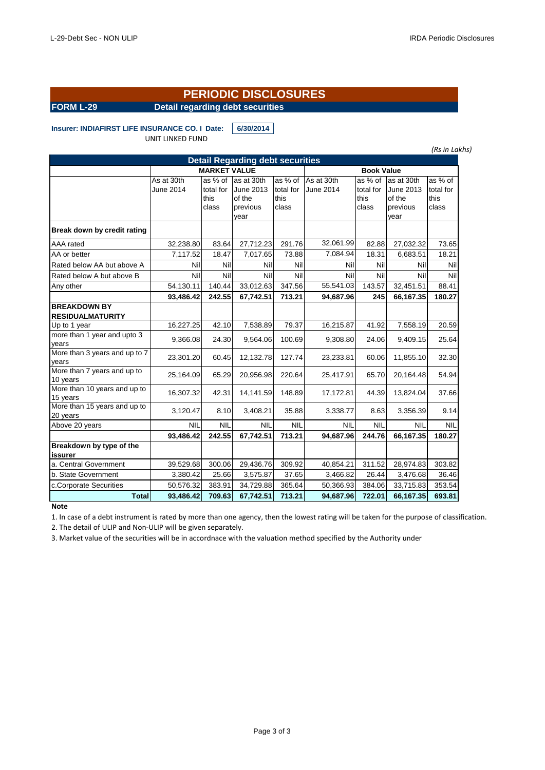L-29-Debt Sec - NON ULIP

IRDA Periodic Disclosures

# PERIODIC DISCLOSURES

**FORM L-29** **Detail regarding debt securities**

**Insurer: INDIAFIRST LIFE INSURANCE CO. I Date:** **6/30/2014**

UNIT LINKED FUND

*(Rs in Lakhs)*

| Detail Regarding debt securities | MARKET VALUE | | | | Book Value | | | |
|---|---|---|---|---|---|---|---|---|
| | As at 30th June 2014 | as % of total for this class | as at 30th June 2013 of the previous year | as % of total for this class | As at 30th June 2014 | as % of total for this class | as at 30th June 2013 of the previous year | as % of total for this class |
| **Break down by credit rating** | | | | | | | | |
| AAA rated | 32,238.80 | 83.64 | 27,712.23 | 291.76 | 32,061.99 | 82.88 | 27,032.32 | 73.65 |
| AA or better | 7,117.52 | 18.47 | 7,017.65 | 73.88 | 7,084.94 | 18.31 | 6,683.51 | 18.21 |
| Rated below AA but above A | Nil | Nil | Nil | Nil | Nil | Nil | Nil | Nil |
| Rated below A but above B | Nil | Nil | Nil | Nil | Nil | Nil | Nil | Nil |
| Any other | 54,130.11 | 140.44 | 33,012.63 | 347.56 | 55,541.03 | 143.57 | 32,451.51 | 88.41 |
| | **93,486.42** | **242.55** | **67,742.51** | **713.21** | **94,687.96** | **245** | **66,167.35** | **180.27** |
| **BREAKDOWN BY RESIDUALMATURITY** | | | | | | | | |
| Up to 1 year | 16,227.25 | 42.10 | 7,538.89 | 79.37 | 16,215.87 | 41.92 | 7,558.19 | 20.59 |
| more than 1 year and upto 3 years | 9,366.08 | 24.30 | 9,564.06 | 100.69 | 9,308.80 | 24.06 | 9,409.15 | 25.64 |
| More than 3 years and up to 7 years | 23,301.20 | 60.45 | 12,132.78 | 127.74 | 23,233.81 | 60.06 | 11,855.10 | 32.30 |
| More than 7 years and up to 10 years | 25,164.09 | 65.29 | 20,956.98 | 220.64 | 25,417.91 | 65.70 | 20,164.48 | 54.94 |
| More than 10 years and up to 15 years | 16,307.32 | 42.31 | 14,141.59 | 148.89 | 17,172.81 | 44.39 | 13,824.04 | 37.66 |
| More than 15 years and up to 20 years | 3,120.47 | 8.10 | 3,408.21 | 35.88 | 3,338.77 | 8.63 | 3,356.39 | 9.14 |
| Above 20 years | NIL | NIL | NIL | NIL | NIL | NIL | NIL | NIL |
| | **93,486.42** | **242.55** | **67,742.51** | **713.21** | **94,687.96** | **244.76** | **66,167.35** | **180.27** |
| **Breakdown by type of the issurer** | | | | | | | | |
| a. Central Government | 39,529.68 | 300.06 | 29,436.76 | 309.92 | 40,854.21 | 311.52 | 28,974.83 | 303.82 |
| b. State Government | 3,380.42 | 25.66 | 3,575.87 | 37.65 | 3,466.82 | 26.44 | 3,476.68 | 36.46 |
| c.Corporate Securities | 50,576.32 | 383.91 | 34,729.88 | 365.64 | 50,366.93 | 384.06 | 33,715.83 | 353.54 |
| **Total** | **93,486.42** | **709.63** | **67,742.51** | **713.21** | **94,687.96** | **722.01** | **66,167.35** | **693.81** |

**Note**

1. In case of a debt instrument is rated by more than one agency, then the lowest rating will be taken for the purpose of classification.
2. The detail of ULIP and Non-ULIP will be given separately.
3. Market value of the securities will be in accordnace with the valuation method specified by the Authority under